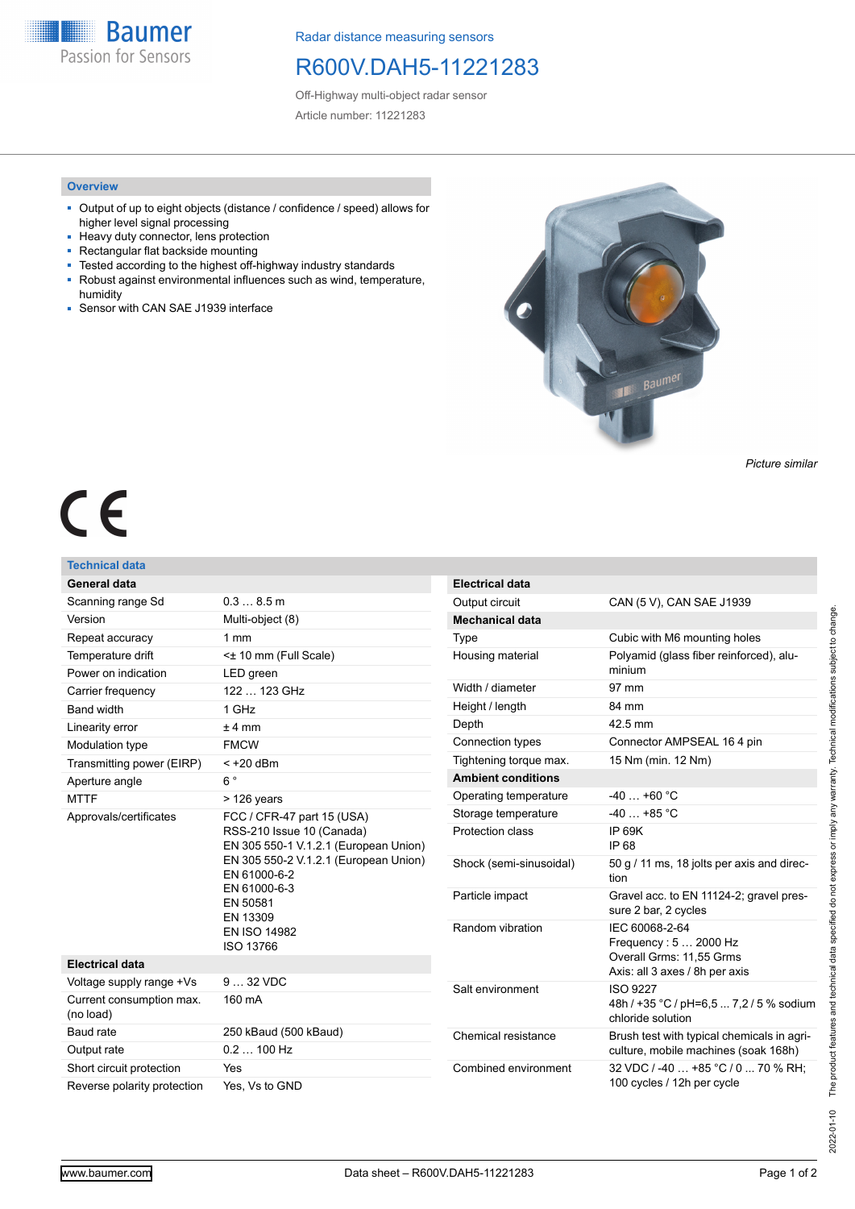Baumer
Passion for Sensors

Radar distance measuring sensors

# R600V.DAH5-11221283

Off-Highway multi-object radar sensor

Article number: 11221283

## Overview

- Output of up to eight objects (distance / confidence / speed) allows for higher level signal processing
- Heavy duty connector, lens protection
- Rectangular flat backside mounting
- Tested according to the highest off-highway industry standards
- Robust against environmental influences such as wind, temperature, humidity
- Sensor with CAN SAE J1939 interface

*Picture similar*

CE

## Technical data

| **General data** | |
|---|---|
| Scanning range Sd | 0.3 … 8.5 m |
| Version | Multi-object (8) |
| Repeat accuracy | 1 mm |
| Temperature drift | <± 10 mm (Full Scale) |
| Power on indication | LED green |
| Carrier frequency | 122 … 123 GHz |
| Band width | 1 GHz |
| Linearity error | ± 4 mm |
| Modulation type | FMCW |
| Transmitting power (EIRP) | < +20 dBm |
| Aperture angle | 6 ° |
| MTTF | > 126 years |
| Approvals/certificates | FCC / CFR-47 part 15 (USA)<br>RSS-210 Issue 10 (Canada)<br>EN 305 550-1 V.1.2.1 (European Union)<br>EN 305 550-2 V.1.2.1 (European Union)<br>EN 61000-6-2<br>EN 61000-6-3<br>EN 50581<br>EN 13309<br>EN ISO 14982<br>ISO 13766 |
| **Electrical data** | |
| Voltage supply range +Vs | 9 … 32 VDC |
| Current consumption max. (no load) | 160 mA |
| Baud rate | 250 kBaud (500 kBaud) |
| Output rate | 0.2 … 100 Hz |
| Short circuit protection | Yes |
| Reverse polarity protection | Yes, Vs to GND |

| **Electrical data** | |
|---|---|
| Output circuit | CAN (5 V), CAN SAE J1939 |
| **Mechanical data** | |
| Type | Cubic with M6 mounting holes |
| Housing material | Polyamid (glass fiber reinforced), aluminium |
| Width / diameter | 97 mm |
| Height / length | 84 mm |
| Depth | 42.5 mm |
| Connection types | Connector AMPSEAL 16 4 pin |
| Tightening torque max. | 15 Nm (min. 12 Nm) |
| **Ambient conditions** | |
| Operating temperature | -40 … +60 °C |
| Storage temperature | -40 … +85 °C |
| Protection class | IP 69K<br>IP 68 |
| Shock (semi-sinusoidal) | 50 g / 11 ms, 18 jolts per axis and direction |
| Particle impact | Gravel acc. to EN 11124-2; gravel pressure 2 bar, 2 cycles |
| Random vibration | IEC 60068-2-64<br>Frequency : 5 … 2000 Hz<br>Overall Grms: 11,55 Grms<br>Axis: all 3 axes / 8h per axis |
| Salt environment | ISO 9227<br>48h / +35 °C / pH=6,5 ... 7,2 / 5 % sodium chloride solution |
| Chemical resistance | Brush test with typical chemicals in agriculture, mobile machines (soak 168h) |
| Combined environment | 32 VDC / -40 … +85 °C / 0 ... 70 % RH; 100 cycles / 12h per cycle |

2022-01-10 The product features and technical data specified do not express or imply any warranty. Technical modifications subject to change.

www.baumer.com — Data sheet – R600V.DAH5-11221283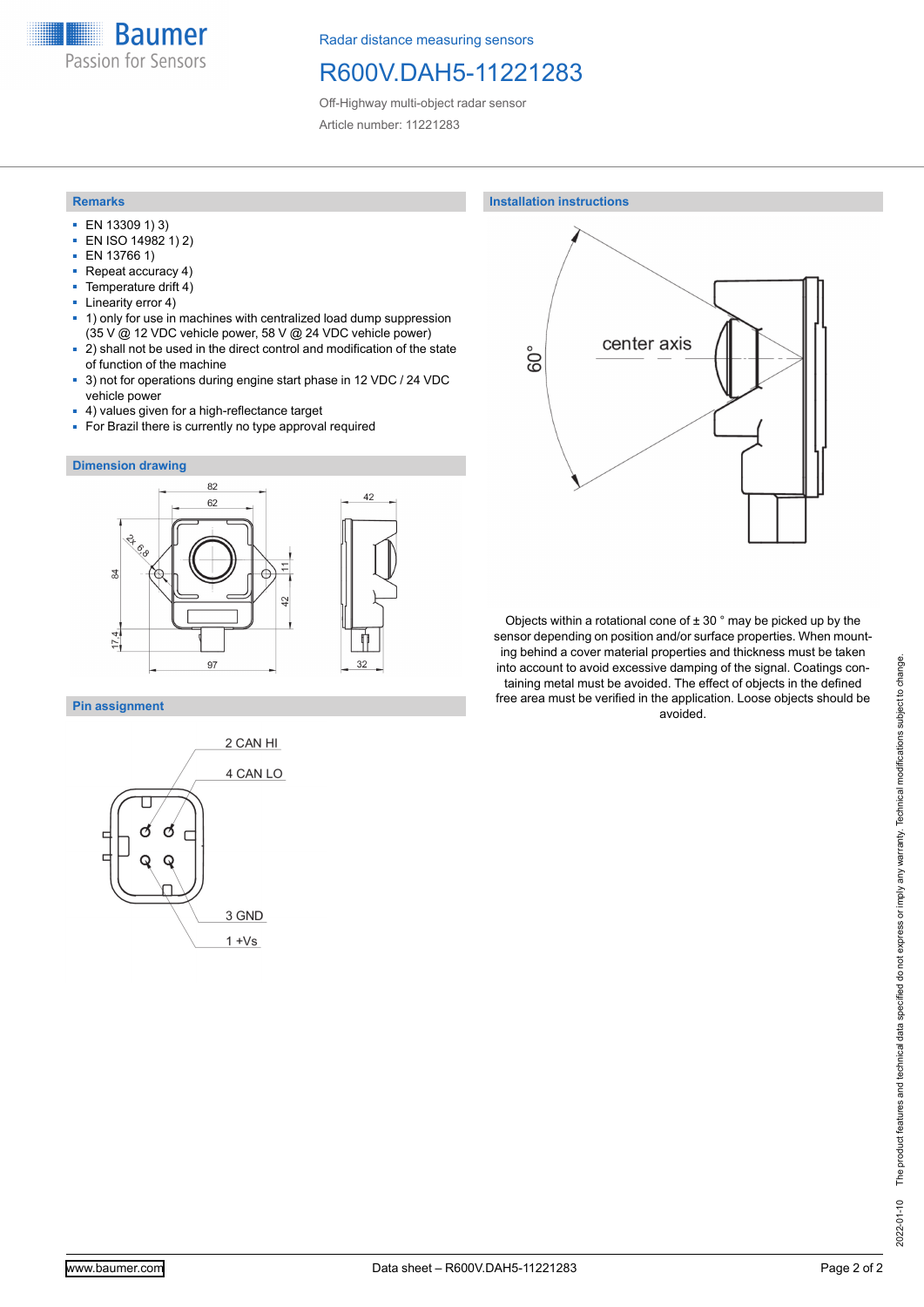Radar distance measuring sensors

# R600V.DAH5-11221283

Off-Highway multi-object radar sensor

Article number: 11221283

## Remarks

- EN 13309 1) 3)
- EN ISO 14982 1) 2)
- EN 13766 1)
- Repeat accuracy 4)
- Temperature drift 4)
- Linearity error 4)
- 1) only for use in machines with centralized load dump suppression (35 V @ 12 VDC vehicle power, 58 V @ 24 VDC vehicle power)
- 2) shall not be used in the direct control and modification of the state of function of the machine
- 3) not for operations during engine start phase in 12 VDC / 24 VDC vehicle power
- 4) values given for a high-reflectance target
- For Brazil there is currently no type approval required

## Dimension drawing

82
62
2x 6.8
84
11
42
17.4
97
42
32

## Pin assignment

2 CAN HI
4 CAN LO
3 GND
1 +Vs

## Installation instructions

60°
center axis

Objects within a rotational cone of ± 30 ° may be picked up by the sensor depending on position and/or surface properties. When mounting behind a cover material properties and thickness must be taken into account to avoid excessive damping of the signal. Coatings containing metal must be avoided. The effect of objects in the defined free area must be verified in the application. Loose objects should be avoided.

The product features and technical data specified do not express or imply any warranty. Technical modifications subject to change. 2022-01-10